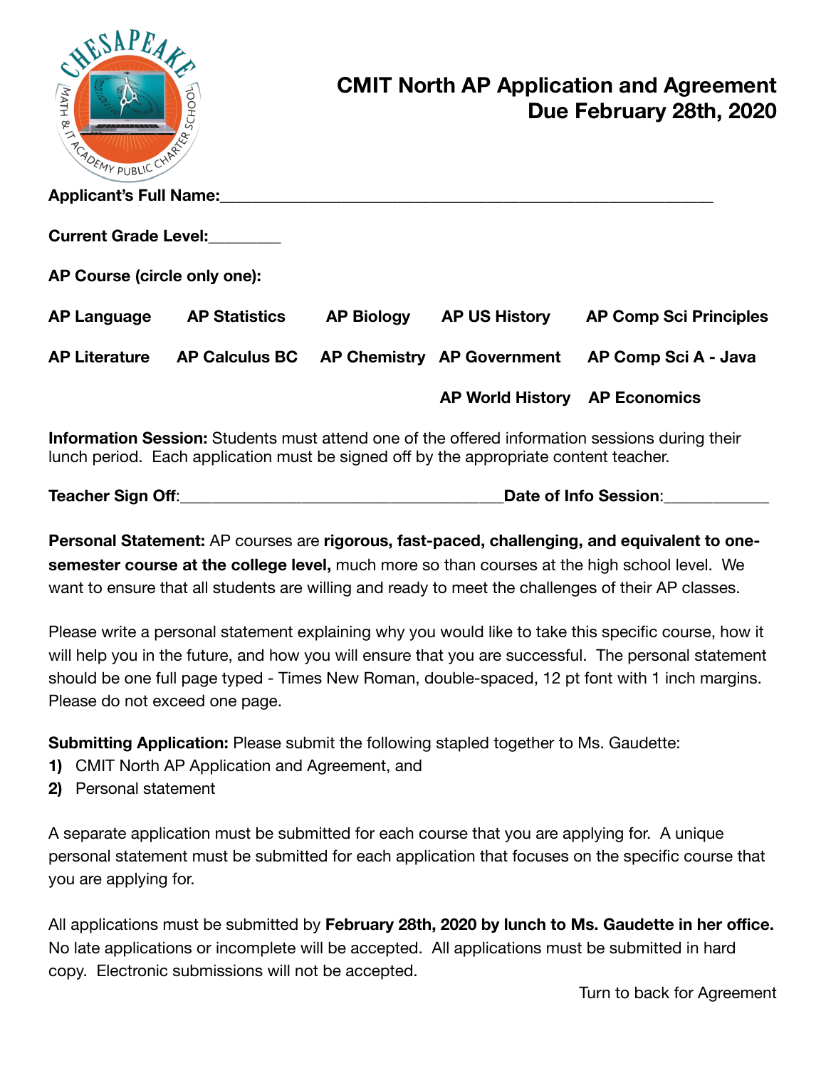# CMIT North AP Application and Agreement
## Due February 28th, 2020

**Applicant's Full Name:**\_\_\_\_\_\_\_\_\_\_\_\_\_\_\_\_\_\_\_\_\_\_\_\_\_\_\_\_\_\_\_\_\_\_\_\_\_\_\_\_\_\_\_\_\_\_\_\_\_\_\_\_

**Current Grade Level:**\_\_\_\_\_\_\_\_

**AP Course (circle only one):**

| | | | | |
|---|---|---|---|---|
| **AP Language** | **AP Statistics** | **AP Biology** | **AP US History** | **AP Comp Sci Principles** |
| **AP Literature** | **AP Calculus BC** | **AP Chemistry** | **AP Government** | **AP Comp Sci A - Java** |
| | | | **AP World History** | **AP Economics** |

**Information Session:** Students must attend one of the offered information sessions during their lunch period. Each application must be signed off by the appropriate content teacher.

**Teacher Sign Off**:\_\_\_\_\_\_\_\_\_\_\_\_\_\_\_\_\_\_\_\_\_\_\_\_\_\_\_\_\_\_\_\_\_\_\_\_**Date of Info Session**:\_\_\_\_\_\_\_\_\_\_\_\_

**Personal Statement:** AP courses are **rigorous, fast-paced, challenging, and equivalent to one-semester course at the college level,** much more so than courses at the high school level. We want to ensure that all students are willing and ready to meet the challenges of their AP classes.

Please write a personal statement explaining why you would like to take this specific course, how it will help you in the future, and how you will ensure that you are successful. The personal statement should be one full page typed - Times New Roman, double-spaced, 12 pt font with 1 inch margins. Please do not exceed one page.

**Submitting Application:** Please submit the following stapled together to Ms. Gaudette:

1) CMIT North AP Application and Agreement, and
2) Personal statement

A separate application must be submitted for each course that you are applying for. A unique personal statement must be submitted for each application that focuses on the specific course that you are applying for.

All applications must be submitted by **February 28th, 2020 by lunch to Ms. Gaudette in her office.** No late applications or incomplete will be accepted. All applications must be submitted in hard copy. Electronic submissions will not be accepted.

Turn to back for Agreement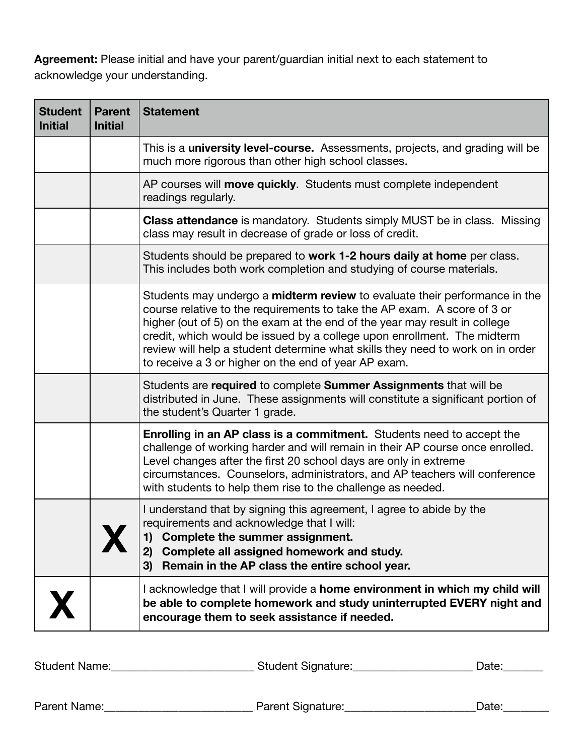**Agreement:** Please initial and have your parent/guardian initial next to each statement to acknowledge your understanding.

| Student Initial | Parent Initial | Statement |
|---|---|---|
| | | This is a **university level-course.** Assessments, projects, and grading will be much more rigorous than other high school classes. |
| | | AP courses will **move quickly**. Students must complete independent readings regularly. |
| | | **Class attendance** is mandatory. Students simply MUST be in class. Missing class may result in decrease of grade or loss of credit. |
| | | Students should be prepared to **work 1-2 hours daily at home** per class. This includes both work completion and studying of course materials. |
| | | Students may undergo a **midterm review** to evaluate their performance in the course relative to the requirements to take the AP exam. A score of 3 or higher (out of 5) on the exam at the end of the year may result in college credit, which would be issued by a college upon enrollment. The midterm review will help a student determine what skills they need to work on in order to receive a 3 or higher on the end of year AP exam. |
| | | Students are **required** to complete **Summer Assignments** that will be distributed in June. These assignments will constitute a significant portion of the student's Quarter 1 grade. |
| | | **Enrolling in an AP class is a commitment.** Students need to accept the challenge of working harder and will remain in their AP course once enrolled. Level changes after the first 20 school days are only in extreme circumstances. Counselors, administrators, and AP teachers will conference with students to help them rise to the challenge as needed. |
| | **X** | I understand that by signing this agreement, I agree to abide by the requirements and acknowledge that I will: **1) Complete the summer assignment. 2) Complete all assigned homework and study. 3) Remain in the AP class the entire school year.** |
| **X** | | I acknowledge that I will provide a **home environment in which my child will be able to complete homework and study uninterrupted EVERY night and encourage them to seek assistance if needed.** |

Student Name:________________________ Student Signature:____________________ Date:_______

Parent Name:_________________________ Parent Signature:______________________Date:________